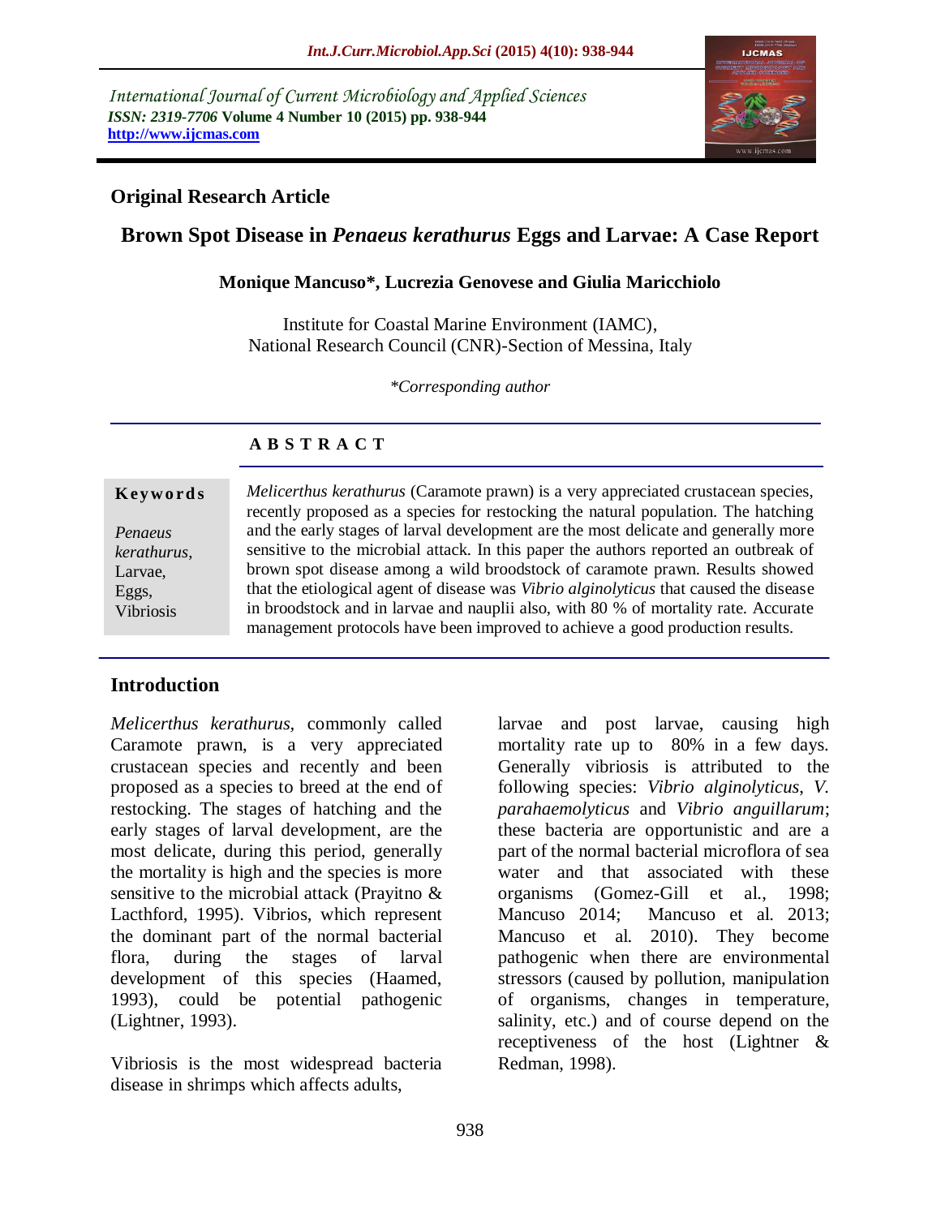International Journal of Current Microbiology and Applied Sciences
*ISSN: 2319-7706* **Volume 4 Number 10 (2015) pp. 938-944**
**http://www.ijcmas.com**

**Original Research Article**

# Brown Spot Disease in *Penaeus kerathurus* Eggs and Larvae: A Case Report

**Monique Mancuso\*, Lucrezia Genovese and Giulia Maricchiolo**

Institute for Coastal Marine Environment (IAMC),
National Research Council (CNR)-Section of Messina, Italy

*\*Corresponding author*

## A B S T R A C T

**Keywords**

*Penaeus kerathurus*, Larvae, Eggs, Vibriosis

*Melicerthus kerathurus* (Caramote prawn) is a very appreciated crustacean species, recently proposed as a species for restocking the natural population. The hatching and the early stages of larval development are the most delicate and generally more sensitive to the microbial attack. In this paper the authors reported an outbreak of brown spot disease among a wild broodstock of caramote prawn. Results showed that the etiological agent of disease was *Vibrio alginolyticus* that caused the disease in broodstock and in larvae and nauplii also, with 80 % of mortality rate. Accurate management protocols have been improved to achieve a good production results.

## Introduction

*Melicerthus kerathurus,* commonly called Caramote prawn, is a very appreciated crustacean species and recently and been proposed as a species to breed at the end of restocking. The stages of hatching and the early stages of larval development, are the most delicate, during this period, generally the mortality is high and the species is more sensitive to the microbial attack (Prayitno & Lacthford, 1995). Vibrios, which represent the dominant part of the normal bacterial flora, during the stages of larval development of this species (Haamed, 1993), could be potential pathogenic (Lightner, 1993).

Vibriosis is the most widespread bacteria disease in shrimps which affects adults, larvae and post larvae, causing high mortality rate up to 80% in a few days. Generally vibriosis is attributed to the following species: *Vibrio alginolyticus*, *V. parahaemolyticus* and *Vibrio anguillarum*; these bacteria are opportunistic and are a part of the normal bacterial microflora of sea water and that associated with these organisms (Gomez-Gill et al., 1998; Mancuso 2014; Mancuso et al. 2013; Mancuso et al. 2010). They become pathogenic when there are environmental stressors (caused by pollution, manipulation of organisms, changes in temperature, salinity, etc.) and of course depend on the receptiveness of the host (Lightner & Redman, 1998).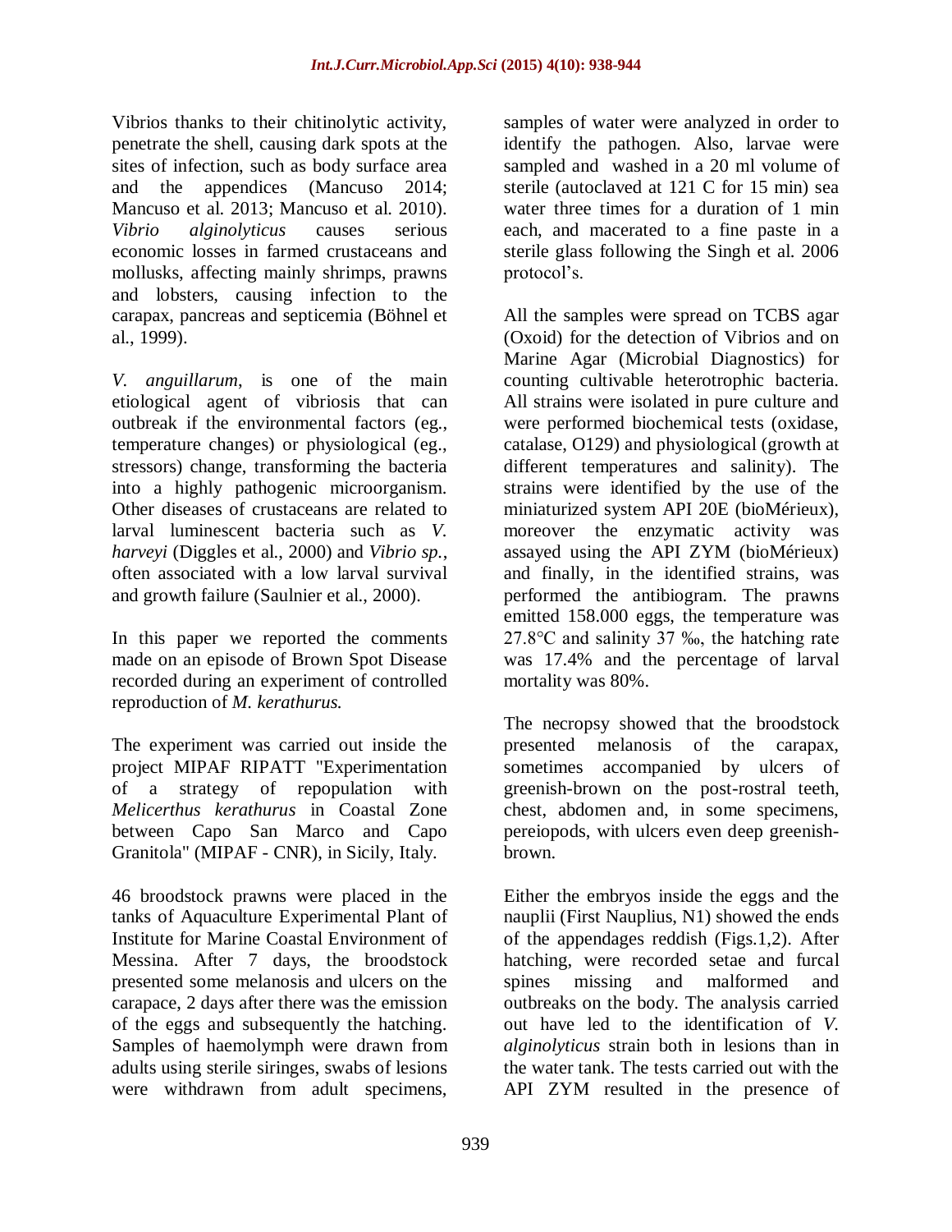Vibrios thanks to their chitinolytic activity, penetrate the shell, causing dark spots at the sites of infection, such as body surface area and the appendices (Mancuso 2014; Mancuso et al. 2013; Mancuso et al. 2010). *Vibrio alginolyticus* causes serious economic losses in farmed crustaceans and mollusks, affecting mainly shrimps, prawns and lobsters, causing infection to the carapax, pancreas and septicemia (Böhnel et al., 1999).

*V. anguillarum*, is one of the main etiological agent of vibriosis that can outbreak if the environmental factors (eg., temperature changes) or physiological (eg., stressors) change, transforming the bacteria into a highly pathogenic microorganism. Other diseases of crustaceans are related to larval luminescent bacteria such as *V. harveyi* (Diggles et al., 2000) and *Vibrio sp.*, often associated with a low larval survival and growth failure (Saulnier et al., 2000).

In this paper we reported the comments made on an episode of Brown Spot Disease recorded during an experiment of controlled reproduction of *M. kerathurus.*

The experiment was carried out inside the project MIPAF RIPATT "Experimentation of a strategy of repopulation with *Melicerthus kerathurus* in Coastal Zone between Capo San Marco and Capo Granitola" (MIPAF - CNR), in Sicily, Italy.

46 broodstock prawns were placed in the tanks of Aquaculture Experimental Plant of Institute for Marine Coastal Environment of Messina. After 7 days, the broodstock presented some melanosis and ulcers on the carapace, 2 days after there was the emission of the eggs and subsequently the hatching. Samples of haemolymph were drawn from adults using sterile siringes, swabs of lesions were withdrawn from adult specimens, samples of water were analyzed in order to identify the pathogen. Also, larvae were sampled and washed in a 20 ml volume of sterile (autoclaved at 121 C for 15 min) sea water three times for a duration of 1 min each, and macerated to a fine paste in a sterile glass following the Singh et al. 2006 protocol's.

All the samples were spread on TCBS agar (Oxoid) for the detection of Vibrios and on Marine Agar (Microbial Diagnostics) for counting cultivable heterotrophic bacteria. All strains were isolated in pure culture and were performed biochemical tests (oxidase, catalase, O129) and physiological (growth at different temperatures and salinity). The strains were identified by the use of the miniaturized system API 20E (bioMérieux), moreover the enzymatic activity was assayed using the API ZYM (bioMérieux) and finally, in the identified strains, was performed the antibiogram. The prawns emitted 158.000 eggs, the temperature was 27.8°C and salinity 37 ‰, the hatching rate was 17.4% and the percentage of larval mortality was 80%.

The necropsy showed that the broodstock presented melanosis of the carapax, sometimes accompanied by ulcers of greenish-brown on the post-rostral teeth, chest, abdomen and, in some specimens, pereiopods, with ulcers even deep greenish-brown.

Either the embryos inside the eggs and the nauplii (First Nauplius, N1) showed the ends of the appendages reddish (Figs.1,2). After hatching, were recorded setae and furcal spines missing and malformed and outbreaks on the body. The analysis carried out have led to the identification of *V. alginolyticus* strain both in lesions than in the water tank. The tests carried out with the API ZYM resulted in the presence of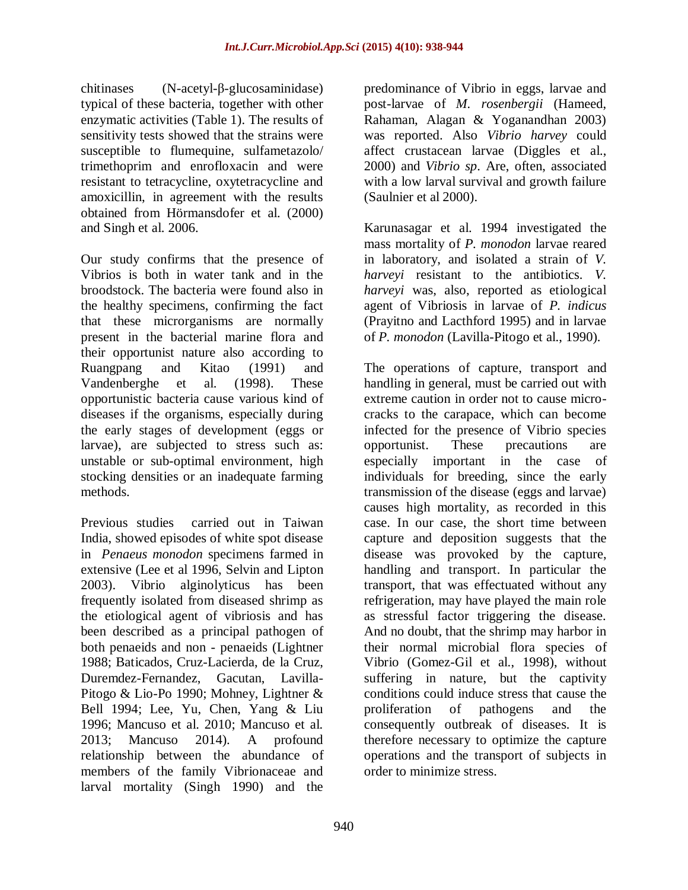chitinases (N-acetyl-β-glucosaminidase) typical of these bacteria, together with other enzymatic activities (Table 1). The results of sensitivity tests showed that the strains were susceptible to flumequine, sulfametazolo/ trimethoprim and enrofloxacin and were resistant to tetracycline, oxytetracycline and amoxicillin, in agreement with the results obtained from Hörmansdofer et al. (2000) and Singh et al. 2006.

Our study confirms that the presence of Vibrios is both in water tank and in the broodstock. The bacteria were found also in the healthy specimens, confirming the fact that these microrganisms are normally present in the bacterial marine flora and their opportunist nature also according to Ruangpang and Kitao (1991) and Vandenberghe et al. (1998). These opportunistic bacteria cause various kind of diseases if the organisms, especially during the early stages of development (eggs or larvae), are subjected to stress such as: unstable or sub-optimal environment, high stocking densities or an inadequate farming methods.

Previous studies carried out in Taiwan India, showed episodes of white spot disease in *Penaeus monodon* specimens farmed in extensive (Lee et al 1996, Selvin and Lipton 2003). Vibrio alginolyticus has been frequently isolated from diseased shrimp as the etiological agent of vibriosis and has been described as a principal pathogen of both penaeids and non - penaeids (Lightner 1988; Baticados, Cruz-Lacierda, de la Cruz, Duremdez-Fernandez, Gacutan, Lavilla-Pitogo & Lio-Po 1990; Mohney, Lightner & Bell 1994; Lee, Yu, Chen, Yang & Liu 1996; Mancuso et al. 2010; Mancuso et al. 2013; Mancuso 2014). A profound relationship between the abundance of members of the family Vibrionaceae and larval mortality (Singh 1990) and the predominance of Vibrio in eggs, larvae and post-larvae of *M. rosenbergii* (Hameed, Rahaman, Alagan & Yoganandhan 2003) was reported. Also *Vibrio harvey* could affect crustacean larvae (Diggles et al., 2000) and *Vibrio sp*. Are, often, associated with a low larval survival and growth failure (Saulnier et al 2000).

Karunasagar et al. 1994 investigated the mass mortality of *P. monodon* larvae reared in laboratory, and isolated a strain of *V. harveyi* resistant to the antibiotics. *V. harveyi* was, also, reported as etiological agent of Vibriosis in larvae of *P. indicus* (Prayitno and Lacthford 1995) and in larvae of *P. monodon* (Lavilla-Pitogo et al., 1990).

The operations of capture, transport and handling in general, must be carried out with extreme caution in order not to cause micro-cracks to the carapace, which can become infected for the presence of Vibrio species opportunist. These precautions are especially important in the case of individuals for breeding, since the early transmission of the disease (eggs and larvae) causes high mortality, as recorded in this case. In our case, the short time between capture and deposition suggests that the disease was provoked by the capture, handling and transport. In particular the transport, that was effectuated without any refrigeration, may have played the main role as stressful factor triggering the disease. And no doubt, that the shrimp may harbor in their normal microbial flora species of Vibrio (Gomez-Gil et al., 1998), without suffering in nature, but the captivity conditions could induce stress that cause the proliferation of pathogens and the consequently outbreak of diseases. It is therefore necessary to optimize the capture operations and the transport of subjects in order to minimize stress.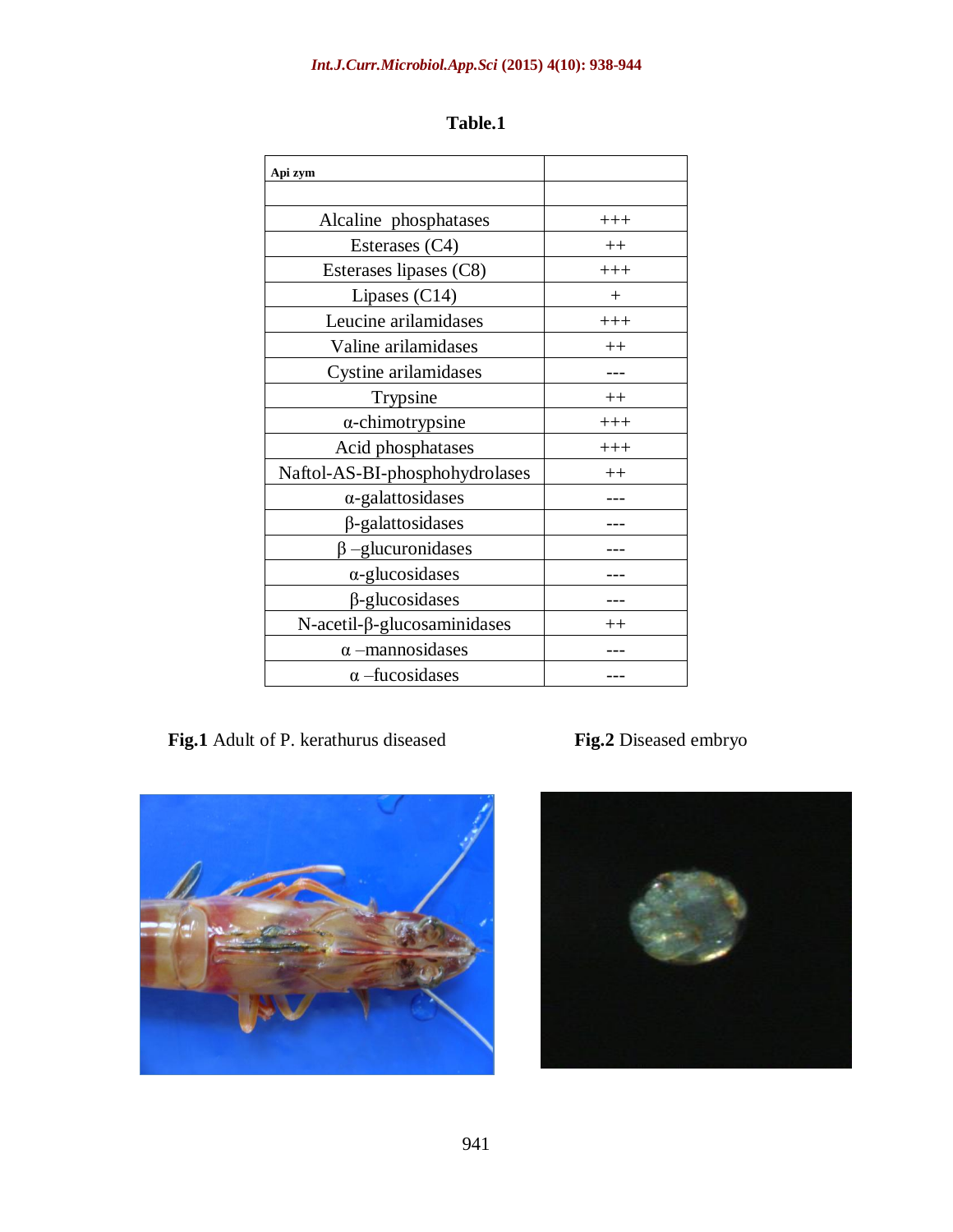**Table.1**

| Api zym | |
|---|---|
| | |
| Alcaline phosphatases | +++ |
| Esterases (C4) | ++ |
| Esterases lipases (C8) | +++ |
| Lipases (C14) | + |
| Leucine arilamidases | +++ |
| Valine arilamidases | ++ |
| Cystine arilamidases | --- |
| Trypsine | ++ |
| α-chimotrypsine | +++ |
| Acid phosphatases | +++ |
| Naftol-AS-BI-phosphohydrolases | ++ |
| α-galattosidases | --- |
| β-galattosidases | --- |
| β –glucuronidases | --- |
| α-glucosidases | --- |
| β-glucosidases | --- |
| N-acetil-β-glucosaminidases | ++ |
| α –mannosidases | --- |
| α –fucosidases | --- |

**Fig.1** Adult of P. kerathurus diseased

**Fig.2** Diseased embryo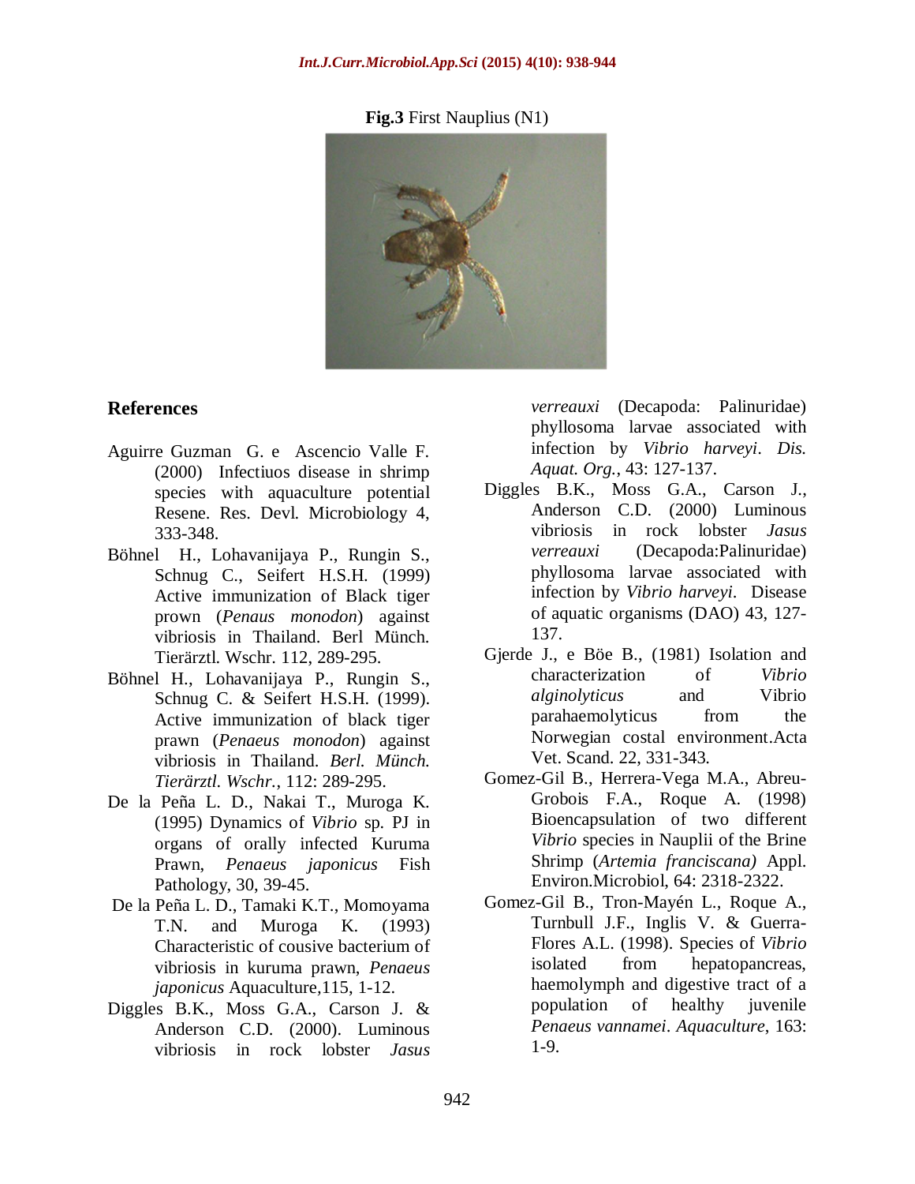**Fig.3** First Nauplius (N1)

## References

Aguirre Guzman G. e Ascencio Valle F. (2000) Infectiuos disease in shrimp species with aquaculture potential Resene. Res. Devl. Microbiology 4, 333-348.

Böhnel H., Lohavanijaya P., Rungin S., Schnug C., Seifert H.S.H. (1999) Active immunization of Black tiger prown (*Penaus monodon*) against vibriosis in Thailand. Berl Münch. Tierärztl. Wschr. 112, 289-295.

Böhnel H., Lohavanijaya P., Rungin S., Schnug C. & Seifert H.S.H. (1999). Active immunization of black tiger prawn (*Penaeus monodon*) against vibriosis in Thailand. *Berl. Münch. Tierärztl. Wschr.*, 112: 289-295.

De la Peña L. D., Nakai T., Muroga K. (1995) Dynamics of *Vibrio* sp. PJ in organs of orally infected Kuruma Prawn, *Penaeus japonicus* Fish Pathology, 30, 39-45.

De la Peña L. D., Tamaki K.T., Momoyama T.N. and Muroga K. (1993) Characteristic of cousive bacterium of vibriosis in kuruma prawn, *Penaeus japonicus* Aquaculture,115, 1-12.

Diggles B.K., Moss G.A., Carson J. & Anderson C.D. (2000). Luminous vibriosis in rock lobster *Jasus verreauxi* (Decapoda: Palinuridae) phyllosoma larvae associated with infection by *Vibrio harveyi*. *Dis. Aquat. Org.*, 43: 127-137.

Diggles B.K., Moss G.A., Carson J., Anderson C.D. (2000) Luminous vibriosis in rock lobster *Jasus verreauxi* (Decapoda:Palinuridae) phyllosoma larvae associated with infection by *Vibrio harveyi*. Disease of aquatic organisms (DAO) 43, 127-137.

Gjerde J., e Böe B., (1981) Isolation and characterization of *Vibrio alginolyticus* and Vibrio parahaemolyticus from the Norwegian costal environment.Acta Vet. Scand. 22, 331-343.

Gomez-Gil B., Herrera-Vega M.A., Abreu-Grobois F.A., Roque A. (1998) Bioencapsulation of two different *Vibrio* species in Nauplii of the Brine Shrimp (*Artemia franciscana)* Appl. Environ.Microbiol, 64: 2318-2322.

Gomez-Gil B., Tron-Mayén L., Roque A., Turnbull J.F., Inglis V. & Guerra-Flores A.L. (1998). Species of *Vibrio* isolated from hepatopancreas, haemolymph and digestive tract of a population of healthy juvenile *Penaeus vannamei*. *Aquaculture*, 163: 1-9.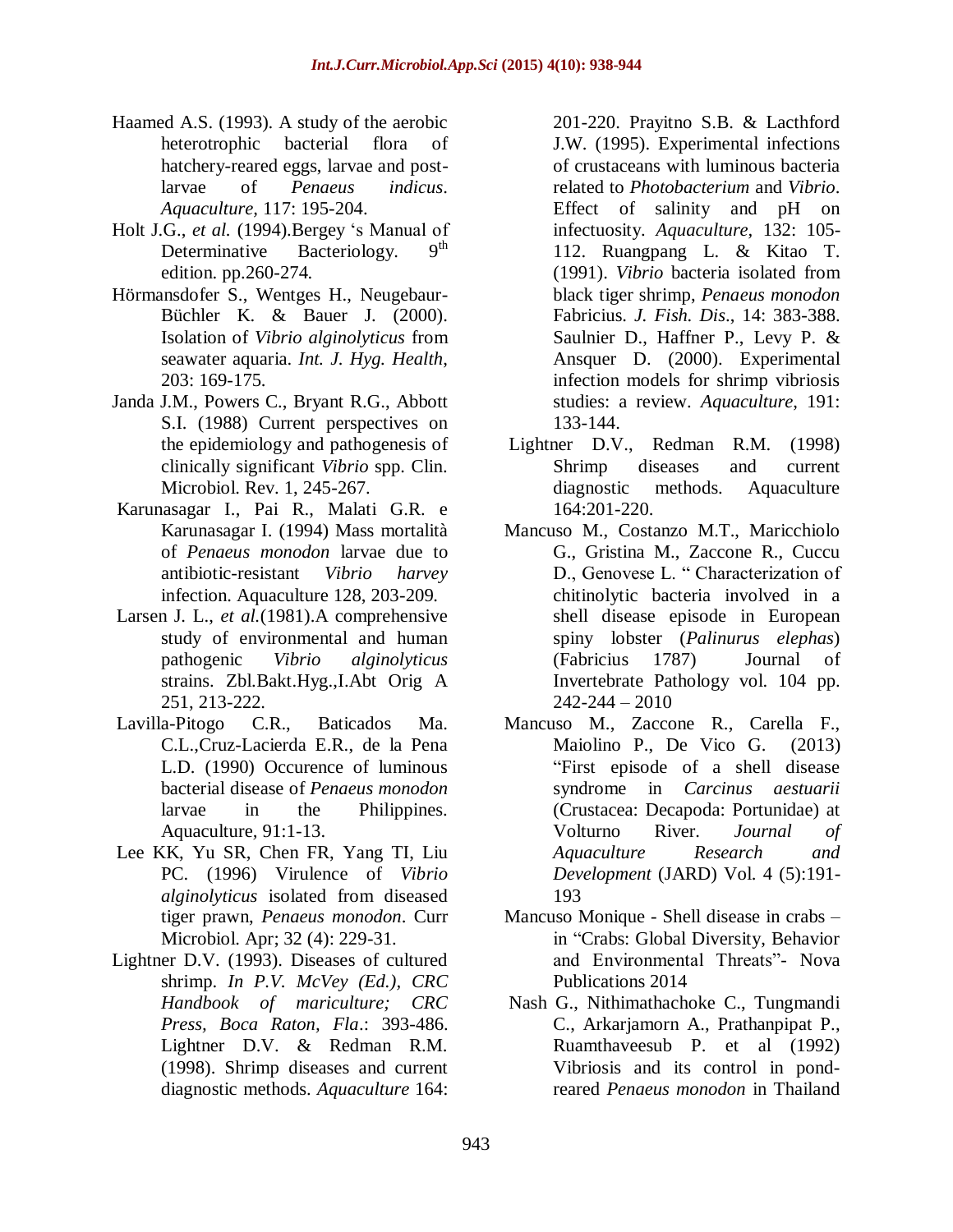Haamed A.S. (1993). A study of the aerobic heterotrophic bacterial flora of hatchery-reared eggs, larvae and post-larvae of *Penaeus indicus*. *Aquaculture,* 117: 195-204.

Holt J.G., *et al.* (1994).Bergey 's Manual of Determinative Bacteriology. 9[th] edition. pp.260-274.

Hörmansdofer S., Wentges H., Neugebaur-Büchler K. & Bauer J. (2000). Isolation of *Vibrio alginolyticus* from seawater aquaria. *Int. J. Hyg. Health*, 203: 169-175.

Janda J.M., Powers C., Bryant R.G., Abbott S.I. (1988) Current perspectives on the epidemiology and pathogenesis of clinically significant *Vibrio* spp. Clin. Microbiol. Rev. 1, 245-267.

Karunasagar I., Pai R., Malati G.R. e Karunasagar I. (1994) Mass mortalità of *Penaeus monodon* larvae due to antibiotic-resistant *Vibrio harvey* infection. Aquaculture 128, 203-209.

Larsen J. L., *et al.*(1981).A comprehensive study of environmental and human pathogenic *Vibrio alginolyticus* strains. Zbl.Bakt.Hyg.,I.Abt Orig A 251, 213-222.

Lavilla-Pitogo C.R., Baticados Ma. C.L.,Cruz-Lacierda E.R., de la Pena L.D. (1990) Occurence of luminous bacterial disease of *Penaeus monodon* larvae in the Philippines. Aquaculture, 91:1-13.

Lee KK, Yu SR, Chen FR, Yang TI, Liu PC. (1996) Virulence of *Vibrio alginolyticus* isolated from diseased tiger prawn, *Penaeus monodon*. Curr Microbiol. Apr; 32 (4): 229-31.

Lightner D.V. (1993). Diseases of cultured shrimp. *In P.V. McVey (Ed.), CRC Handbook of mariculture; CRC Press, Boca Raton, Fla*.: 393-486. Lightner D.V. & Redman R.M. (1998). Shrimp diseases and current diagnostic methods. *Aquaculture* 164: 201-220. Prayitno S.B. & Lacthford J.W. (1995). Experimental infections of crustaceans with luminous bacteria related to *Photobacterium* and *Vibrio*. Effect of salinity and pH on infectuosity. *Aquaculture,* 132: 105-112. Ruangpang L. & Kitao T. (1991). *Vibrio* bacteria isolated from black tiger shrimp, *Penaeus monodon* Fabricius. *J. Fish. Dis*., 14: 383-388. Saulnier D., Haffner P., Levy P. & Ansquer D. (2000). Experimental infection models for shrimp vibriosis studies: a review. *Aquaculture,* 191: 133-144.

Lightner D.V., Redman R.M. (1998) Shrimp diseases and current diagnostic methods. Aquaculture 164:201-220.

Mancuso M., Costanzo M.T., Maricchiolo G., Gristina M., Zaccone R., Cuccu D., Genovese L. " Characterization of chitinolytic bacteria involved in a shell disease episode in European spiny lobster (*Palinurus elephas*) (Fabricius 1787) Journal of Invertebrate Pathology vol. 104 pp. 242-244 – 2010

Mancuso M., Zaccone R., Carella F., Maiolino P., De Vico G. (2013) "First episode of a shell disease syndrome in *Carcinus aestuarii* (Crustacea: Decapoda: Portunidae) at Volturno River. *Journal of Aquaculture Research and Development* (JARD) Vol. 4 (5):191-193

Mancuso Monique - Shell disease in crabs – in "Crabs: Global Diversity, Behavior and Environmental Threats"- Nova Publications 2014

Nash G., Nithimathachoke C., Tungmandi C., Arkarjamorn A., Prathanpipat P., Ruamthaveesub P. et al (1992) Vibriosis and its control in pond-reared *Penaeus monodon* in Thailand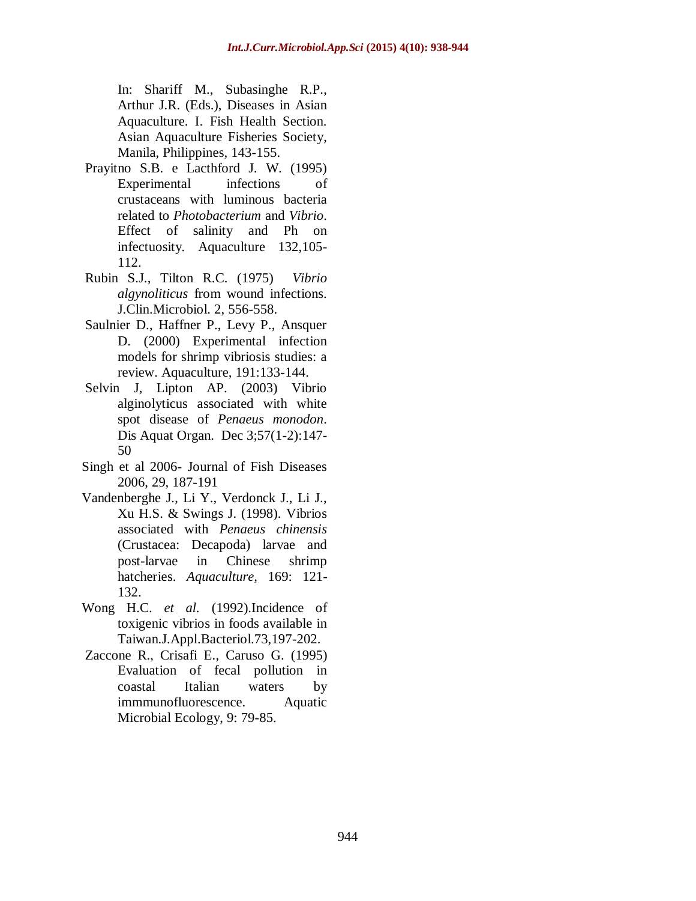In: Shariff M., Subasinghe R.P., Arthur J.R. (Eds.), Diseases in Asian Aquaculture. I. Fish Health Section. Asian Aquaculture Fisheries Society, Manila, Philippines, 143-155.

Prayitno S.B. e Lacthford J. W. (1995) Experimental infections of crustaceans with luminous bacteria related to *Photobacterium* and *Vibrio*. Effect of salinity and Ph on infectuosity. Aquaculture 132,105-112.

Rubin S.J., Tilton R.C. (1975) *Vibrio algynoliticus* from wound infections. J.Clin.Microbiol. 2, 556-558.

Saulnier D., Haffner P., Levy P., Ansquer D. (2000) Experimental infection models for shrimp vibriosis studies: a review. Aquaculture, 191:133-144.

Selvin J, Lipton AP. (2003) Vibrio alginolyticus associated with white spot disease of *Penaeus monodon*. Dis Aquat Organ. Dec 3;57(1-2):147-50

Singh et al 2006- Journal of Fish Diseases 2006, 29, 187-191

Vandenberghe J., Li Y., Verdonck J., Li J., Xu H.S. & Swings J. (1998). Vibrios associated with *Penaeus chinensis* (Crustacea: Decapoda) larvae and post-larvae in Chinese shrimp hatcheries. *Aquaculture,* 169: 121-132.

Wong H.C. *et al.* (1992).Incidence of toxigenic vibrios in foods available in Taiwan.J.Appl.Bacteriol.73,197-202.

Zaccone R., Crisafi E., Caruso G. (1995) Evaluation of fecal pollution in coastal Italian waters by immmunofluorescence. Aquatic Microbial Ecology, 9: 79-85.